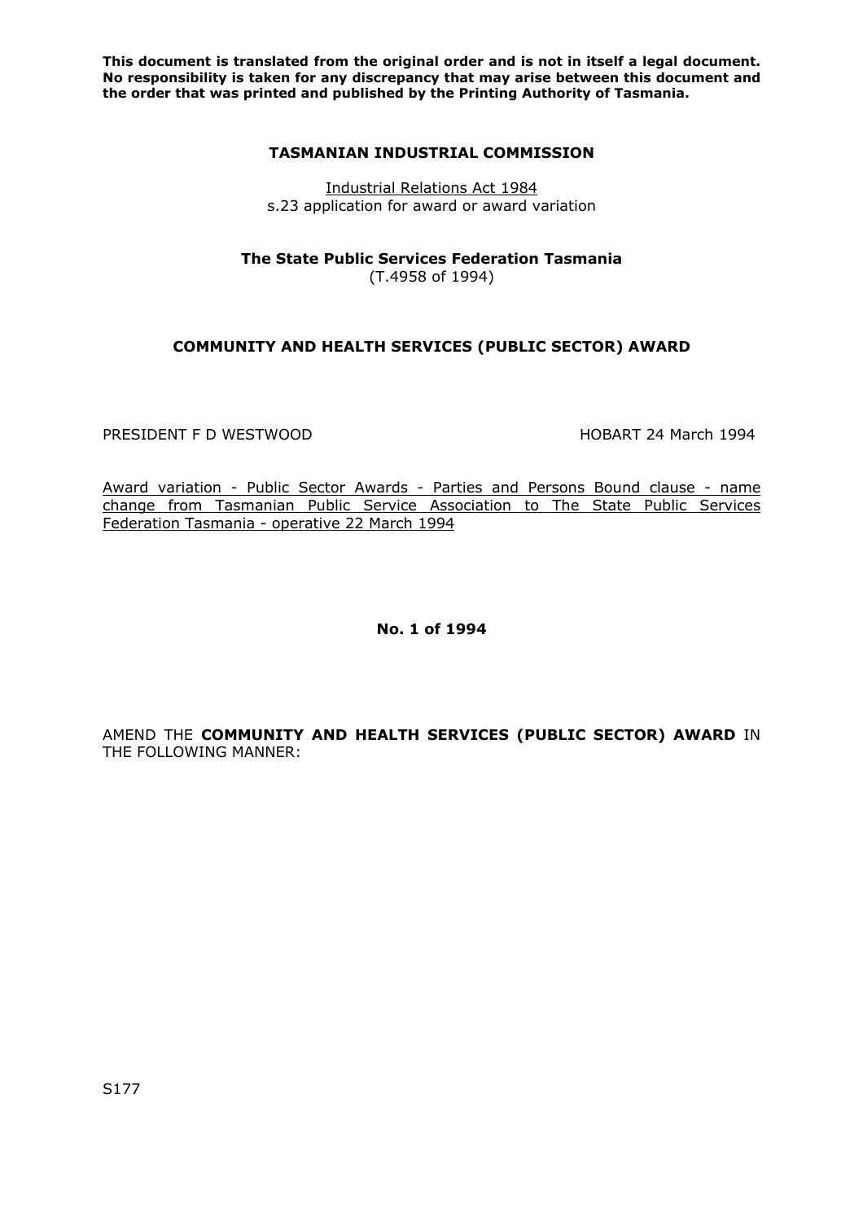**This document is translated from the original order and is not in itself a legal document. No responsibility is taken for any discrepancy that may arise between this document and the order that was printed and published by the Printing Authority of Tasmania.**

**TASMANIAN INDUSTRIAL COMMISSION**

Industrial Relations Act 1984
s.23 application for award or award variation

**The State Public Services Federation Tasmania**
(T.4958 of 1994)

**COMMUNITY AND HEALTH SERVICES (PUBLIC SECTOR) AWARD**

PRESIDENT F D WESTWOOD HOBART 24 March 1994

Award variation - Public Sector Awards - Parties and Persons Bound clause - name change from Tasmanian Public Service Association to The State Public Services Federation Tasmania - operative 22 March 1994

**No. 1 of 1994**

AMEND THE **COMMUNITY AND HEALTH SERVICES (PUBLIC SECTOR) AWARD** IN THE FOLLOWING MANNER:

S177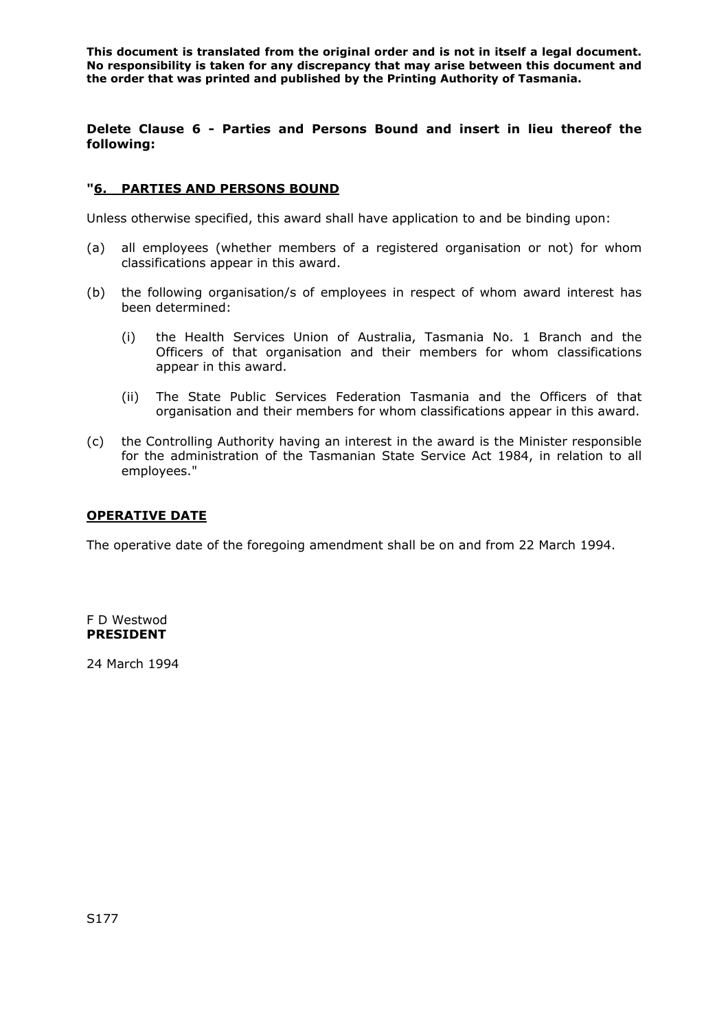**This document is translated from the original order and is not in itself a legal document. No responsibility is taken for any discrepancy that may arise between this document and the order that was printed and published by the Printing Authority of Tasmania.**

**Delete Clause 6 - Parties and Persons Bound and insert in lieu thereof the following:**

**"6. PARTIES AND PERSONS BOUND**

Unless otherwise specified, this award shall have application to and be binding upon:

(a) all employees (whether members of a registered organisation or not) for whom classifications appear in this award.

(b) the following organisation/s of employees in respect of whom award interest has been determined:

  (i) the Health Services Union of Australia, Tasmania No. 1 Branch and the Officers of that organisation and their members for whom classifications appear in this award.

  (ii) The State Public Services Federation Tasmania and the Officers of that organisation and their members for whom classifications appear in this award.

(c) the Controlling Authority having an interest in the award is the Minister responsible for the administration of the Tasmanian State Service Act 1984, in relation to all employees."

**OPERATIVE DATE**

The operative date of the foregoing amendment shall be on and from 22 March 1994.

F D Westwod
**PRESIDENT**

24 March 1994

S177